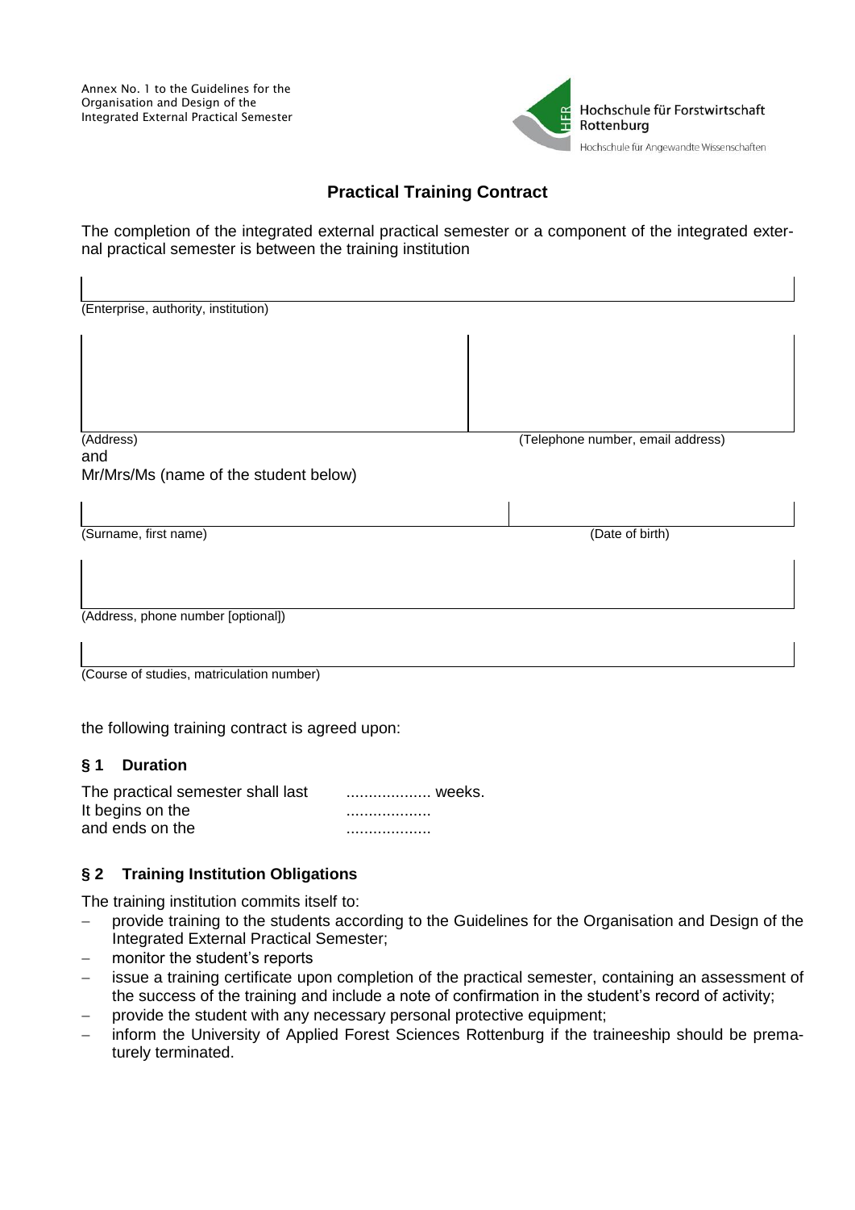Annex No. 1 to the Guidelines for the Organisation and Design of the Integrated External Practical Semester

Hochschule für Forstwirtschaft Rottenburg
Hochschule für Angewandte Wissenschaften

## Practical Training Contract

The completion of the integrated external practical semester or a component of the integrated external practical semester is between the training institution

(Enterprise, authority, institution)

(Address) (Telephone number, email address)

and

Mr/Mrs/Ms (name of the student below)

(Surname, first name) (Date of birth)

(Address, phone number [optional])

(Course of studies, matriculation number)

the following training contract is agreed upon:

### § 1 Duration

The practical semester shall last ................... weeks.
It begins on the ...................
and ends on the ...................

### § 2 Training Institution Obligations

The training institution commits itself to:

- provide training to the students according to the Guidelines for the Organisation and Design of the Integrated External Practical Semester;
- monitor the student's reports
- issue a training certificate upon completion of the practical semester, containing an assessment of the success of the training and include a note of confirmation in the student's record of activity;
- provide the student with any necessary personal protective equipment;
- inform the University of Applied Forest Sciences Rottenburg if the traineeship should be prematurely terminated.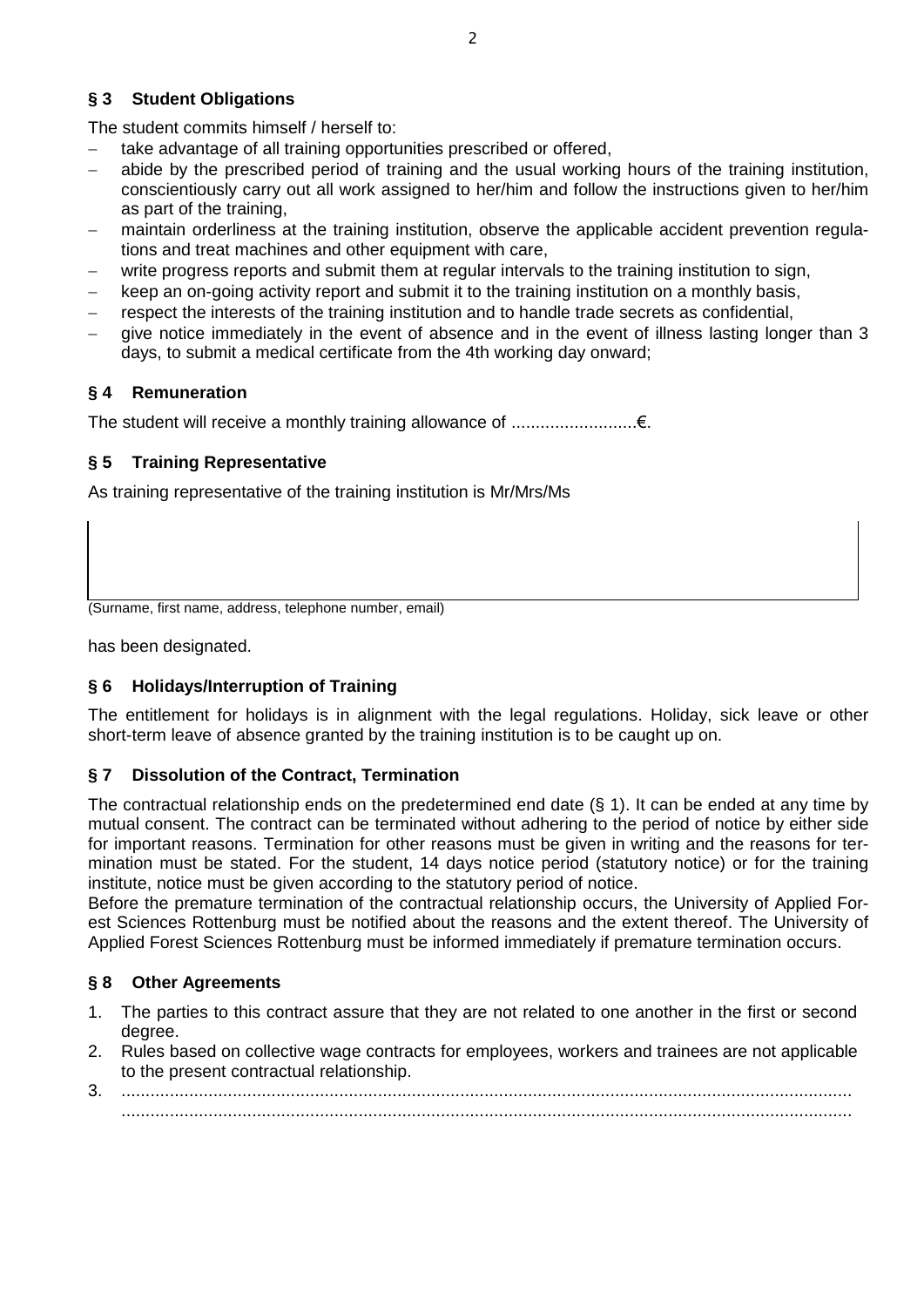### § 3 Student Obligations

The student commits himself / herself to:

- take advantage of all training opportunities prescribed or offered,
- abide by the prescribed period of training and the usual working hours of the training institution, conscientiously carry out all work assigned to her/him and follow the instructions given to her/him as part of the training,
- maintain orderliness at the training institution, observe the applicable accident prevention regulations and treat machines and other equipment with care,
- write progress reports and submit them at regular intervals to the training institution to sign,
- keep an on-going activity report and submit it to the training institution on a monthly basis,
- respect the interests of the training institution and to handle trade secrets as confidential,
- give notice immediately in the event of absence and in the event of illness lasting longer than 3 days, to submit a medical certificate from the 4th working day onward;

### § 4 Remuneration

The student will receive a monthly training allowance of ..........................€.

### § 5 Training Representative

As training representative of the training institution is Mr/Mrs/Ms

(Surname, first name, address, telephone number, email)

has been designated.

### § 6 Holidays/Interruption of Training

The entitlement for holidays is in alignment with the legal regulations. Holiday, sick leave or other short-term leave of absence granted by the training institution is to be caught up on.

### § 7 Dissolution of the Contract, Termination

The contractual relationship ends on the predetermined end date (§ 1). It can be ended at any time by mutual consent. The contract can be terminated without adhering to the period of notice by either side for important reasons. Termination for other reasons must be given in writing and the reasons for termination must be stated. For the student, 14 days notice period (statutory notice) or for the training institute, notice must be given according to the statutory period of notice.

Before the premature termination of the contractual relationship occurs, the University of Applied Forest Sciences Rottenburg must be notified about the reasons and the extent thereof. The University of Applied Forest Sciences Rottenburg must be informed immediately if premature termination occurs.

### § 8 Other Agreements

1. The parties to this contract assure that they are not related to one another in the first or second degree.
2. Rules based on collective wage contracts for employees, workers and trainees are not applicable to the present contractual relationship.
3. ........................................................................................................................................................
   ........................................................................................................................................................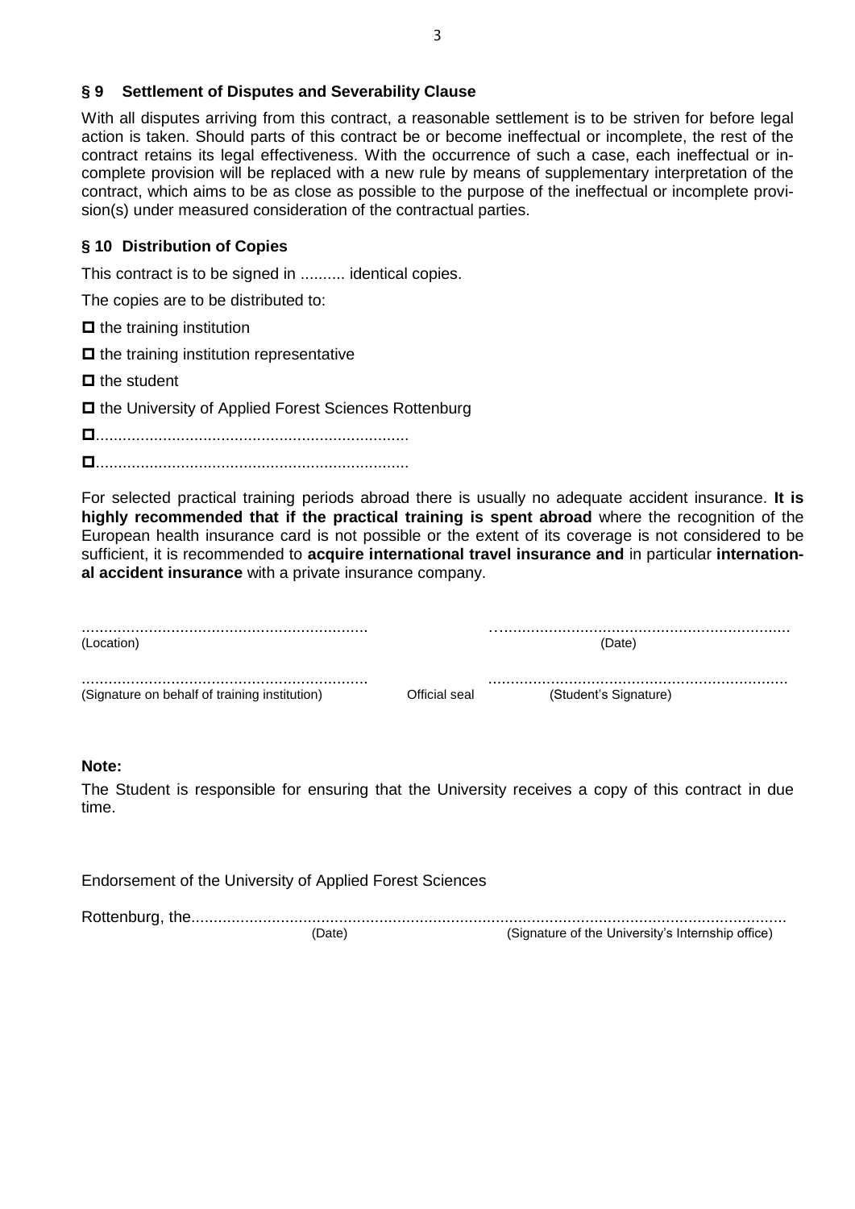## § 9 Settlement of Disputes and Severability Clause

With all disputes arriving from this contract, a reasonable settlement is to be striven for before legal action is taken. Should parts of this contract be or become ineffectual or incomplete, the rest of the contract retains its legal effectiveness. With the occurrence of such a case, each ineffectual or incomplete provision will be replaced with a new rule by means of supplementary interpretation of the contract, which aims to be as close as possible to the purpose of the ineffectual or incomplete provision(s) under measured consideration of the contractual parties.

## § 10 Distribution of Copies

This contract is to be signed in .......... identical copies.

The copies are to be distributed to:

- ☐ the training institution
- ☐ the training institution representative
- ☐ the student
- ☐ the University of Applied Forest Sciences Rottenburg
- ☐......................................................................
- ☐......................................................................

For selected practical training periods abroad there is usually no adequate accident insurance. **It is highly recommended that if the practical training is spent abroad** where the recognition of the European health insurance card is not possible or the extent of its coverage is not considered to be sufficient, it is recommended to **acquire international travel insurance and** in particular **international accident insurance** with a private insurance company.

................................................................ …...............................................................
(Location) (Date)

................................................................ ..................................................................
(Signature on behalf of training institution) Official seal (Student's Signature)

**Note:**

The Student is responsible for ensuring that the University receives a copy of this contract in due time.

Endorsement of the University of Applied Forest Sciences

Rottenburg, the......................................................................................................................................
(Date) (Signature of the University's Internship office)